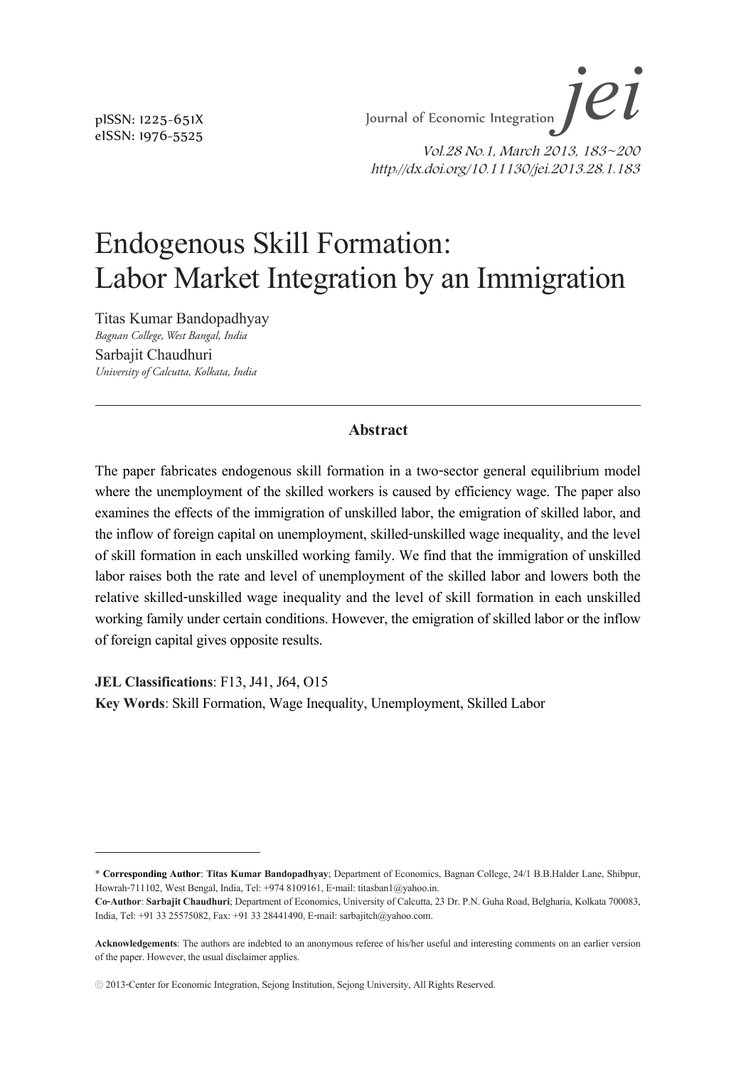pISSN: 1225-651X
eISSN: 1976-5525

Journal of Economic Integration *jei*

*Vol.28 No.1, March 2013, 183~200*
*http://dx.doi.org/10.11130/jei.2013.28.1.183*

# Endogenous Skill Formation: Labor Market Integration by an Immigration

Titas Kumar Bandopadhyay
*Bagnan College, West Bangal, India*

Sarbajit Chaudhuri
*University of Calcutta, Kolkata, India*

---

## Abstract

The paper fabricates endogenous skill formation in a two-sector general equilibrium model where the unemployment of the skilled workers is caused by efficiency wage. The paper also examines the effects of the immigration of unskilled labor, the emigration of skilled labor, and the inflow of foreign capital on unemployment, skilled-unskilled wage inequality, and the level of skill formation in each unskilled working family. We find that the immigration of unskilled labor raises both the rate and level of unemployment of the skilled labor and lowers both the relative skilled-unskilled wage inequality and the level of skill formation in each unskilled working family under certain conditions. However, the emigration of skilled labor or the inflow of foreign capital gives opposite results.

**JEL Classifications**: F13, J41, J64, O15

**Key Words**: Skill Formation, Wage Inequality, Unemployment, Skilled Labor

---

\* **Corresponding Author**: **Titas Kumar Bandopadhyay**; Department of Economics, Bagnan College, 24/1 B.B.Halder Lane, Shibpur, Howrah-711102, West Bengal, India, Tel: +974 8109161, E-mail: titasban1@yahoo.in.

**Co-Author**: **Sarbajit Chaudhuri**; Department of Economics, University of Calcutta, 23 Dr. P.N. Guha Road, Belgharia, Kolkata 700083, India, Tel: +91 33 25575082, Fax: +91 33 28441490, E-mail: sarbajitch@yahoo.com.

**Acknowledgements**: The authors are indebted to an anonymous referee of his/her useful and interesting comments on an earlier version of the paper. However, the usual disclaimer applies.

ⓒ 2013-Center for Economic Integration, Sejong Institution, Sejong University, All Rights Reserved.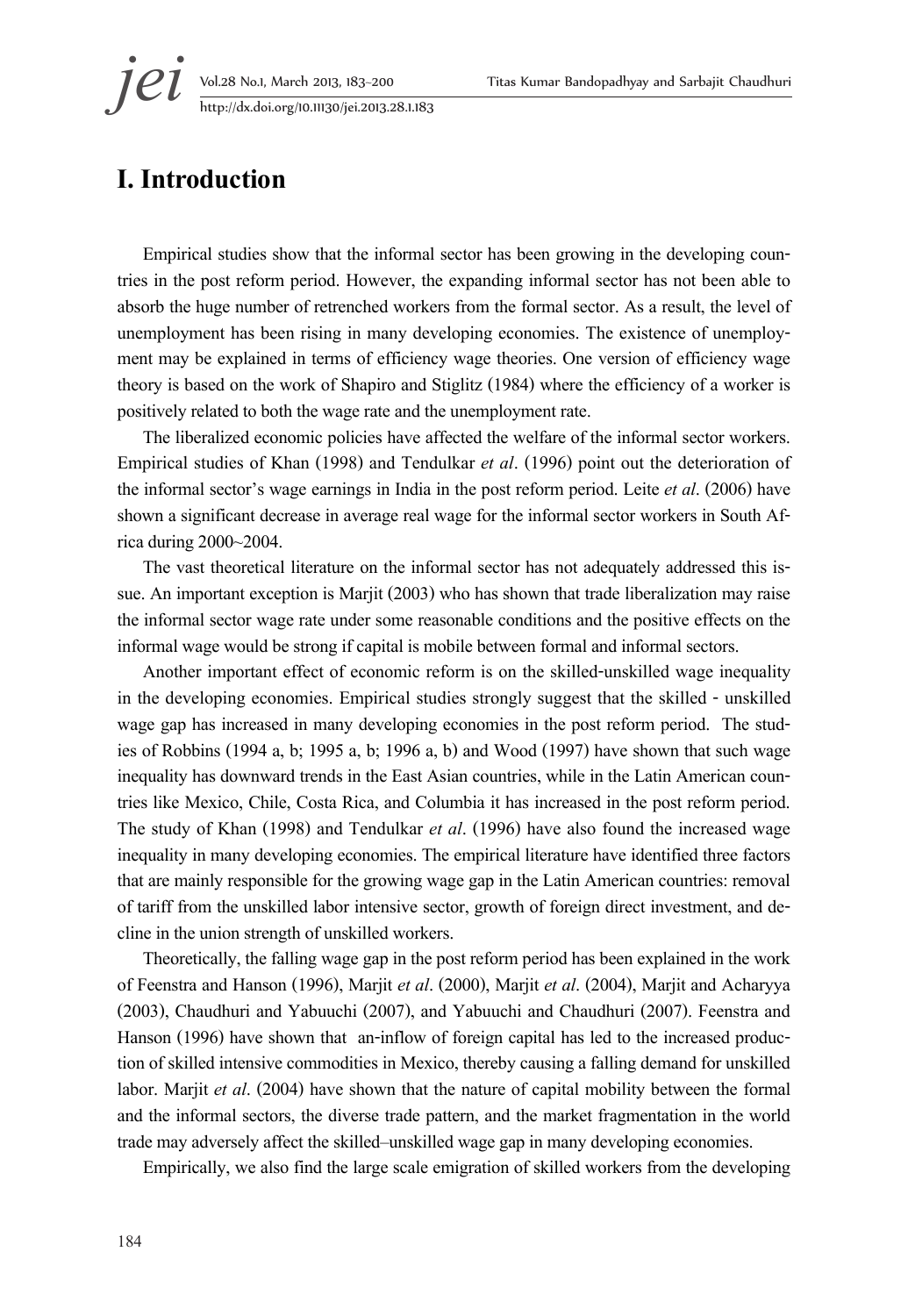# I. Introduction

Empirical studies show that the informal sector has been growing in the developing countries in the post reform period. However, the expanding informal sector has not been able to absorb the huge number of retrenched workers from the formal sector. As a result, the level of unemployment has been rising in many developing economies. The existence of unemployment may be explained in terms of efficiency wage theories. One version of efficiency wage theory is based on the work of Shapiro and Stiglitz (1984) where the efficiency of a worker is positively related to both the wage rate and the unemployment rate.

The liberalized economic policies have affected the welfare of the informal sector workers. Empirical studies of Khan (1998) and Tendulkar *et al*. (1996) point out the deterioration of the informal sector's wage earnings in India in the post reform period. Leite *et al*. (2006) have shown a significant decrease in average real wage for the informal sector workers in South Africa during 2000~2004.

The vast theoretical literature on the informal sector has not adequately addressed this issue. An important exception is Marjit (2003) who has shown that trade liberalization may raise the informal sector wage rate under some reasonable conditions and the positive effects on the informal wage would be strong if capital is mobile between formal and informal sectors.

Another important effect of economic reform is on the skilled-unskilled wage inequality in the developing economies. Empirical studies strongly suggest that the skilled - unskilled wage gap has increased in many developing economies in the post reform period. The studies of Robbins (1994 a, b; 1995 a, b; 1996 a, b) and Wood (1997) have shown that such wage inequality has downward trends in the East Asian countries, while in the Latin American countries like Mexico, Chile, Costa Rica, and Columbia it has increased in the post reform period. The study of Khan (1998) and Tendulkar *et al*. (1996) have also found the increased wage inequality in many developing economies. The empirical literature have identified three factors that are mainly responsible for the growing wage gap in the Latin American countries: removal of tariff from the unskilled labor intensive sector, growth of foreign direct investment, and decline in the union strength of unskilled workers.

Theoretically, the falling wage gap in the post reform period has been explained in the work of Feenstra and Hanson (1996), Marjit *et al*. (2000), Marjit *et al*. (2004), Marjit and Acharyya (2003), Chaudhuri and Yabuuchi (2007), and Yabuuchi and Chaudhuri (2007). Feenstra and Hanson (1996) have shown that an-inflow of foreign capital has led to the increased production of skilled intensive commodities in Mexico, thereby causing a falling demand for unskilled labor. Marjit *et al*. (2004) have shown that the nature of capital mobility between the formal and the informal sectors, the diverse trade pattern, and the market fragmentation in the world trade may adversely affect the skilled–unskilled wage gap in many developing economies.

Empirically, we also find the large scale emigration of skilled workers from the developing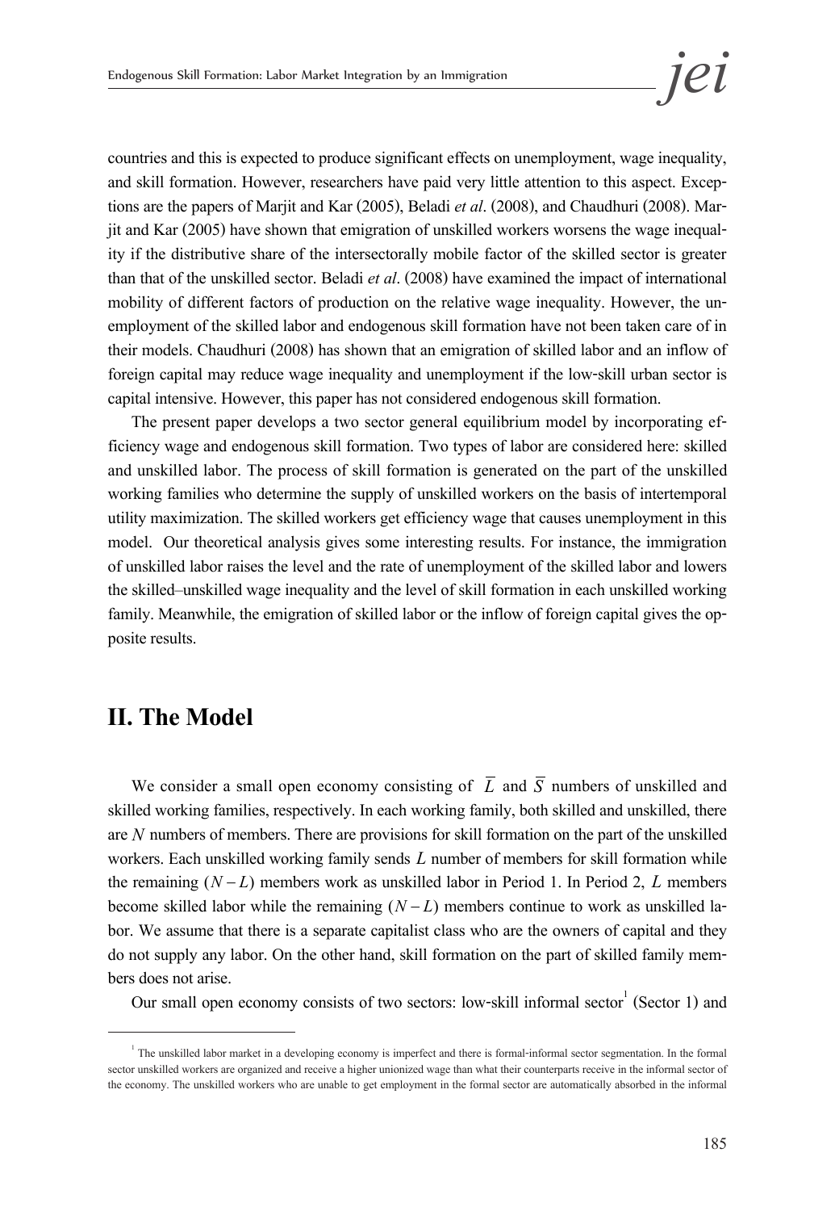countries and this is expected to produce significant effects on unemployment, wage inequality, and skill formation. However, researchers have paid very little attention to this aspect. Exceptions are the papers of Marjit and Kar (2005), Beladi *et al*. (2008), and Chaudhuri (2008). Marjit and Kar (2005) have shown that emigration of unskilled workers worsens the wage inequality if the distributive share of the intersectorally mobile factor of the skilled sector is greater than that of the unskilled sector. Beladi *et al*. (2008) have examined the impact of international mobility of different factors of production on the relative wage inequality. However, the unemployment of the skilled labor and endogenous skill formation have not been taken care of in their models. Chaudhuri (2008) has shown that an emigration of skilled labor and an inflow of foreign capital may reduce wage inequality and unemployment if the low-skill urban sector is capital intensive. However, this paper has not considered endogenous skill formation.

The present paper develops a two sector general equilibrium model by incorporating efficiency wage and endogenous skill formation. Two types of labor are considered here: skilled and unskilled labor. The process of skill formation is generated on the part of the unskilled working families who determine the supply of unskilled workers on the basis of intertemporal utility maximization. The skilled workers get efficiency wage that causes unemployment in this model. Our theoretical analysis gives some interesting results. For instance, the immigration of unskilled labor raises the level and the rate of unemployment of the skilled labor and lowers the skilled–unskilled wage inequality and the level of skill formation in each unskilled working family. Meanwhile, the emigration of skilled labor or the inflow of foreign capital gives the opposite results.

## II. The Model

We consider a small open economy consisting of $\overline{L}$ and $\overline{S}$ numbers of unskilled and skilled working families, respectively. In each working family, both skilled and unskilled, there are $N$ numbers of members. There are provisions for skill formation on the part of the unskilled workers. Each unskilled working family sends $L$ number of members for skill formation while the remaining $(N-L)$ members work as unskilled labor in Period 1. In Period 2, $L$ members become skilled labor while the remaining $(N-L)$ members continue to work as unskilled labor. We assume that there is a separate capitalist class who are the owners of capital and they do not supply any labor. On the other hand, skill formation on the part of skilled family members does not arise.

Our small open economy consists of two sectors: low-skill informal sector[1] (Sector 1) and

[1] The unskilled labor market in a developing economy is imperfect and there is formal-informal sector segmentation. In the formal sector unskilled workers are organized and receive a higher unionized wage than what their counterparts receive in the informal sector of the economy. The unskilled workers who are unable to get employment in the formal sector are automatically absorbed in the informal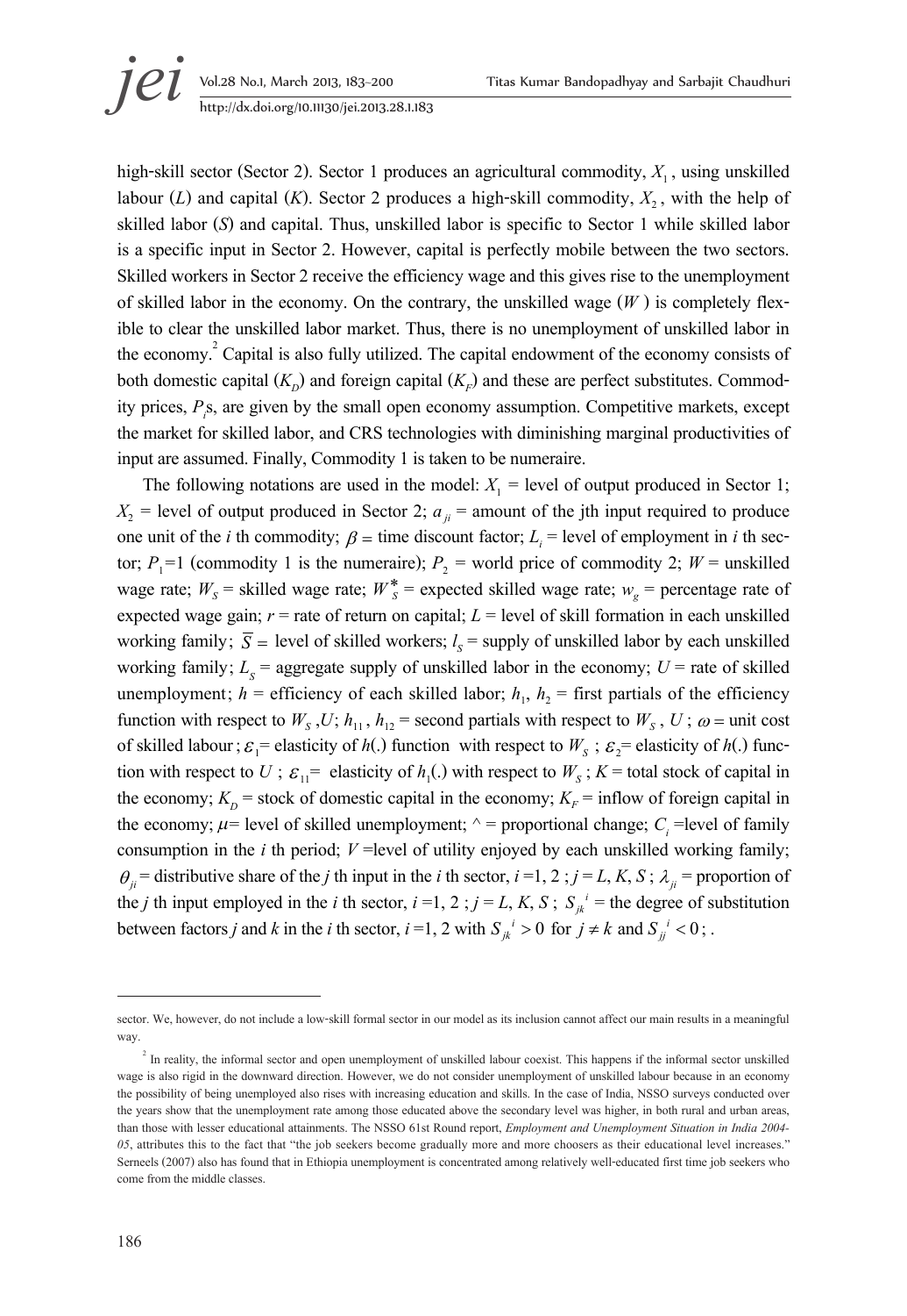high-skill sector (Sector 2). Sector 1 produces an agricultural commodity, $X_1$, using unskilled labour ($L$) and capital ($K$). Sector 2 produces a high-skill commodity, $X_2$, with the help of skilled labor ($S$) and capital. Thus, unskilled labor is specific to Sector 1 while skilled labor is a specific input in Sector 2. However, capital is perfectly mobile between the two sectors. Skilled workers in Sector 2 receive the efficiency wage and this gives rise to the unemployment of skilled labor in the economy. On the contrary, the unskilled wage ($W$) is completely flexible to clear the unskilled labor market. Thus, there is no unemployment of unskilled labor in the economy.[2] Capital is also fully utilized. The capital endowment of the economy consists of both domestic capital ($K_D$) and foreign capital ($K_F$) and these are perfect substitutes. Commodity prices, $P_i$s, are given by the small open economy assumption. Competitive markets, except the market for skilled labor, and CRS technologies with diminishing marginal productivities of input are assumed. Finally, Commodity 1 is taken to be numeraire.

The following notations are used in the model: $X_1$ = level of output produced in Sector 1; $X_2$ = level of output produced in Sector 2; $a_{ji}$ = amount of the jth input required to produce one unit of the $i$ th commodity; $\beta$ = time discount factor; $L_i$ = level of employment in $i$ th sector; $P_1$=1 (commodity 1 is the numeraire); $P_2$ = world price of commodity 2; $W$ = unskilled wage rate; $W_S$ = skilled wage rate; $W_S^*$ = expected skilled wage rate; $w_g$ = percentage rate of expected wage gain; $r$ = rate of return on capital; $L$ = level of skill formation in each unskilled working family; $\overline{S}$ = level of skilled workers; $l_S$ = supply of unskilled labor by each unskilled working family; $L_S$ = aggregate supply of unskilled labor in the economy; $U$ = rate of skilled unemployment; $h$ = efficiency of each skilled labor; $h_1$, $h_2$ = first partials of the efficiency function with respect to $W_S$ ,$U$; $h_{11}$, $h_{12}$ = second partials with respect to $W_S$ , $U$ ; $\omega$ = unit cost of skilled labour ; $\varepsilon_1$= elasticity of $h$(.) function with respect to $W_S$ ; $\varepsilon_2$= elasticity of $h$(.) function with respect to $U$ ; $\varepsilon_{11}$= elasticity of $h_1$(.) with respect to $W_S$ ; $K$ = total stock of capital in the economy; $K_D$ = stock of domestic capital in the economy; $K_F$ = inflow of foreign capital in the economy; $\mu$= level of skilled unemployment; ^ = proportional change; $C_i$ =level of family consumption in the $i$ th period; $V$ =level of utility enjoyed by each unskilled working family; $\theta_{ji}$ = distributive share of the $j$ th input in the $i$ th sector, $i$ =1, 2 ; $j$ = $L$, $K$, $S$ ; $\lambda_{ji}$ = proportion of the $j$ th input employed in the $i$ th sector, $i$ =1, 2 ; $j$ = $L$, $K$, $S$ ; $S_{jk}^{\ i}$ = the degree of substitution between factors $j$ and $k$ in the $i$ th sector, $i$ =1, 2 with $S_{jk}^{\ i} > 0$ for $j \neq k$ and $S_{jj}^{\ i} < 0$ ; .

---

sector. We, however, do not include a low-skill formal sector in our model as its inclusion cannot affect our main results in a meaningful way.

[2] In reality, the informal sector and open unemployment of unskilled labour coexist. This happens if the informal sector unskilled wage is also rigid in the downward direction. However, we do not consider unemployment of unskilled labour because in an economy the possibility of being unemployed also rises with increasing education and skills. In the case of India, NSSO surveys conducted over the years show that the unemployment rate among those educated above the secondary level was higher, in both rural and urban areas, than those with lesser educational attainments. The NSSO 61st Round report, *Employment and Unemployment Situation in India 2004-05*, attributes this to the fact that "the job seekers become gradually more and more choosers as their educational level increases." Serneels (2007) also has found that in Ethiopia unemployment is concentrated among relatively well-educated first time job seekers who come from the middle classes.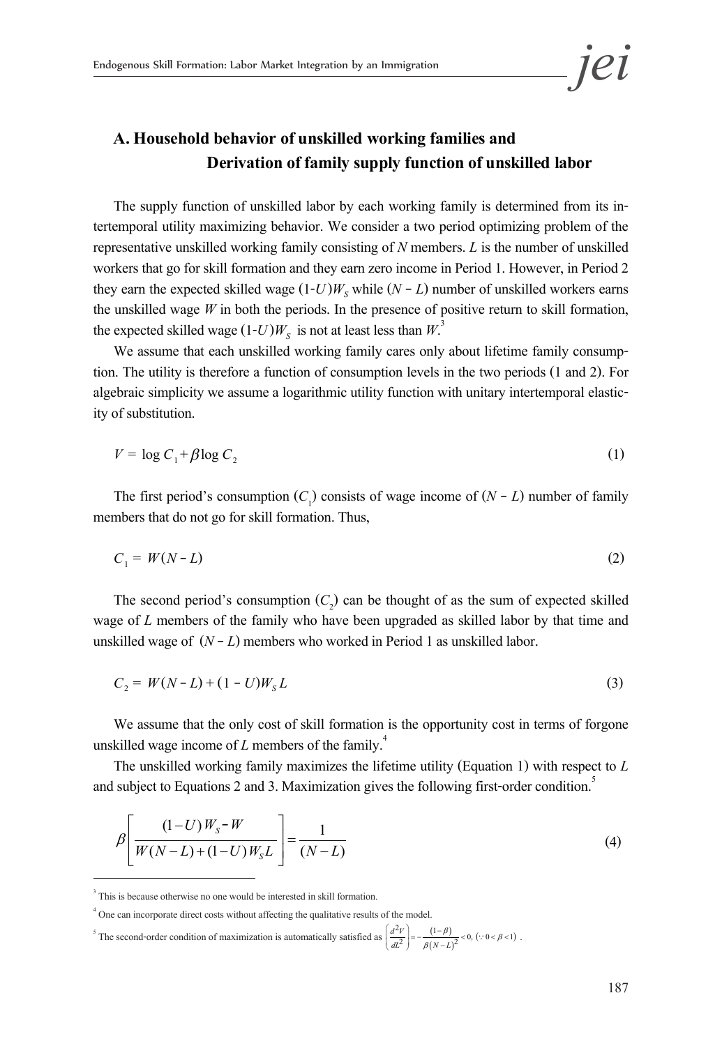### A. Household behavior of unskilled working families and Derivation of family supply function of unskilled labor

The supply function of unskilled labor by each working family is determined from its intertemporal utility maximizing behavior. We consider a two period optimizing problem of the representative unskilled working family consisting of $N$ members. $L$ is the number of unskilled workers that go for skill formation and they earn zero income in Period 1. However, in Period 2 they earn the expected skilled wage $(1\text{-}U)W_S$ while $(N - L)$ number of unskilled workers earns the unskilled wage $W$ in both the periods. In the presence of positive return to skill formation, the expected skilled wage $(1\text{-}U)W_S$ is not at least less than $W$.[3]

We assume that each unskilled working family cares only about lifetime family consumption. The utility is therefore a function of consumption levels in the two periods (1 and 2). For algebraic simplicity we assume a logarithmic utility function with unitary intertemporal elasticity of substitution.

$$V = \log C_1 + \beta \log C_2 \tag{1}$$

The first period's consumption ($C_1$) consists of wage income of $(N - L)$ number of family members that do not go for skill formation. Thus,

$$C_1 = W(N - L) \tag{2}$$

The second period's consumption ($C_2$) can be thought of as the sum of expected skilled wage of $L$ members of the family who have been upgraded as skilled labor by that time and unskilled wage of $(N - L)$ members who worked in Period 1 as unskilled labor.

$$C_2 = W(N - L) + (1 - U)W_S L \tag{3}$$

We assume that the only cost of skill formation is the opportunity cost in terms of forgone unskilled wage income of $L$ members of the family.[4]

The unskilled working family maximizes the lifetime utility (Equation 1) with respect to $L$ and subject to Equations 2 and 3. Maximization gives the following first-order condition.[5]

$$\beta \left[ \frac{(1-U)W_S - W}{W(N-L) + (1-U)W_S L} \right] = \frac{1}{(N-L)} \tag{4}$$

---

[3] This is because otherwise no one would be interested in skill formation.

[4] One can incorporate direct costs without affecting the qualitative results of the model.

[5] The second-order condition of maximization is automatically satisfied as $\left(\frac{d^2V}{dL^2}\right) = -\frac{(1-\beta)}{\beta(N-L)^2} < 0, \ (\because 0 < \beta < 1)$.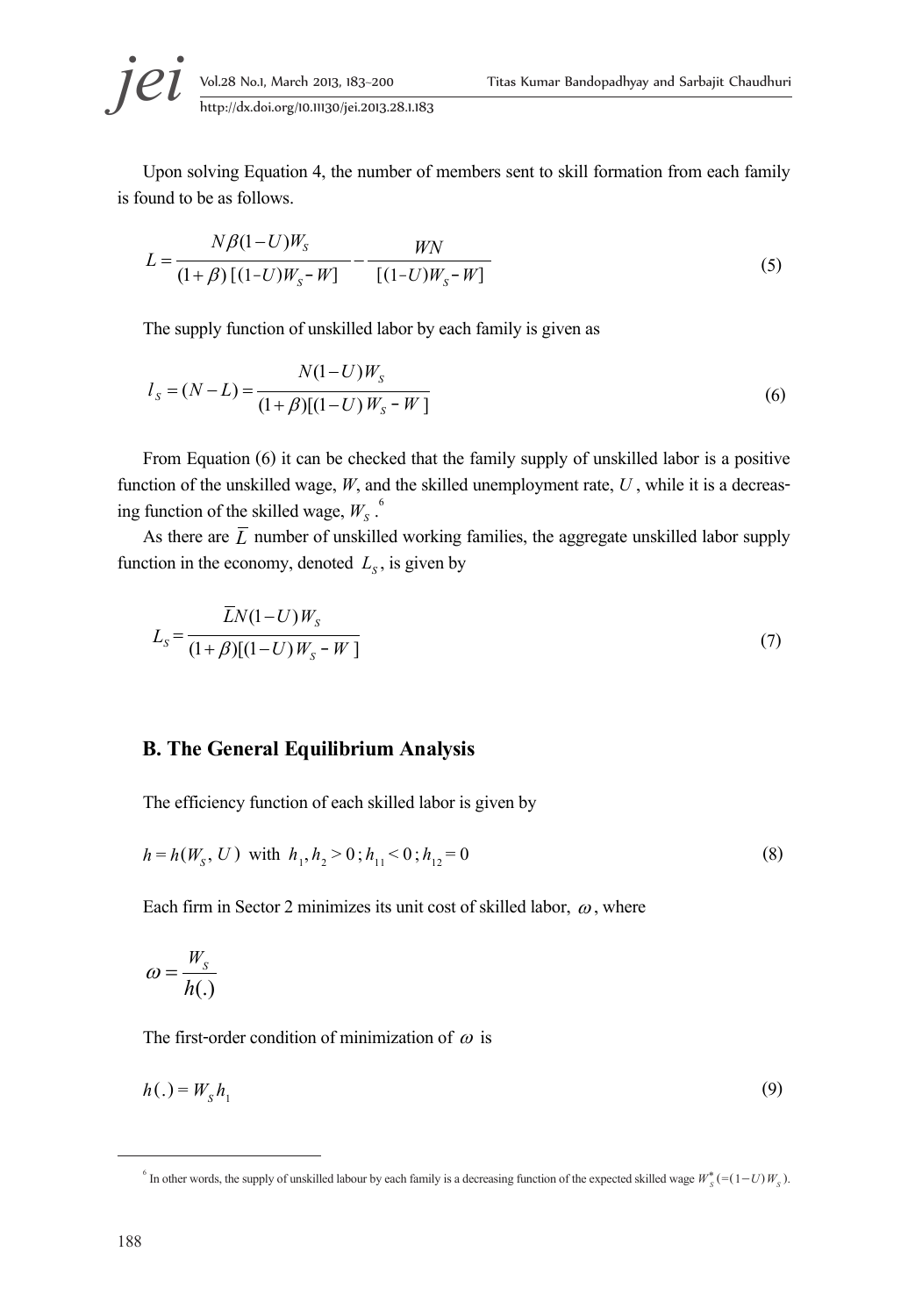Upon solving Equation 4, the number of members sent to skill formation from each family is found to be as follows.

$$L = \frac{N\beta(1-U)W_S}{(1+\beta)\,[(1-U)W_S - W]} - \frac{WN}{[(1-U)W_S - W]} \tag{5}$$

The supply function of unskilled labor by each family is given as

$$l_S = (N - L) = \frac{N(1-U)W_S}{(1+\beta)[(1-U)\,W_S - W\,]} \tag{6}$$

From Equation (6) it can be checked that the family supply of unskilled labor is a positive function of the unskilled wage, $W$, and the skilled unemployment rate, $U$, while it is a decreasing function of the skilled wage, $W_S$. [6]

As there are $\overline{L}$ number of unskilled working families, the aggregate unskilled labor supply function in the economy, denoted $L_S$, is given by

$$L_S = \frac{\overline{L}N(1-U)W_S}{(1+\beta)[(1-U)\,W_S - W\,]} \tag{7}$$

## B. The General Equilibrium Analysis

The efficiency function of each skilled labor is given by

$$h = h(W_S,\, U) \;\text{ with }\; h_1, h_2 > 0\,;\, h_{11} < 0\,;\, h_{12} = 0 \tag{8}$$

Each firm in Sector 2 minimizes its unit cost of skilled labor, $\omega$, where

$$\omega = \frac{W_S}{h(.)}$$

The first-order condition of minimization of $\omega$ is

$$h(.) = W_S h_1 \tag{9}$$

---

[6] In other words, the supply of unskilled labour by each family is a decreasing function of the expected skilled wage $W_S^* (= (1-U)\,W_S)$.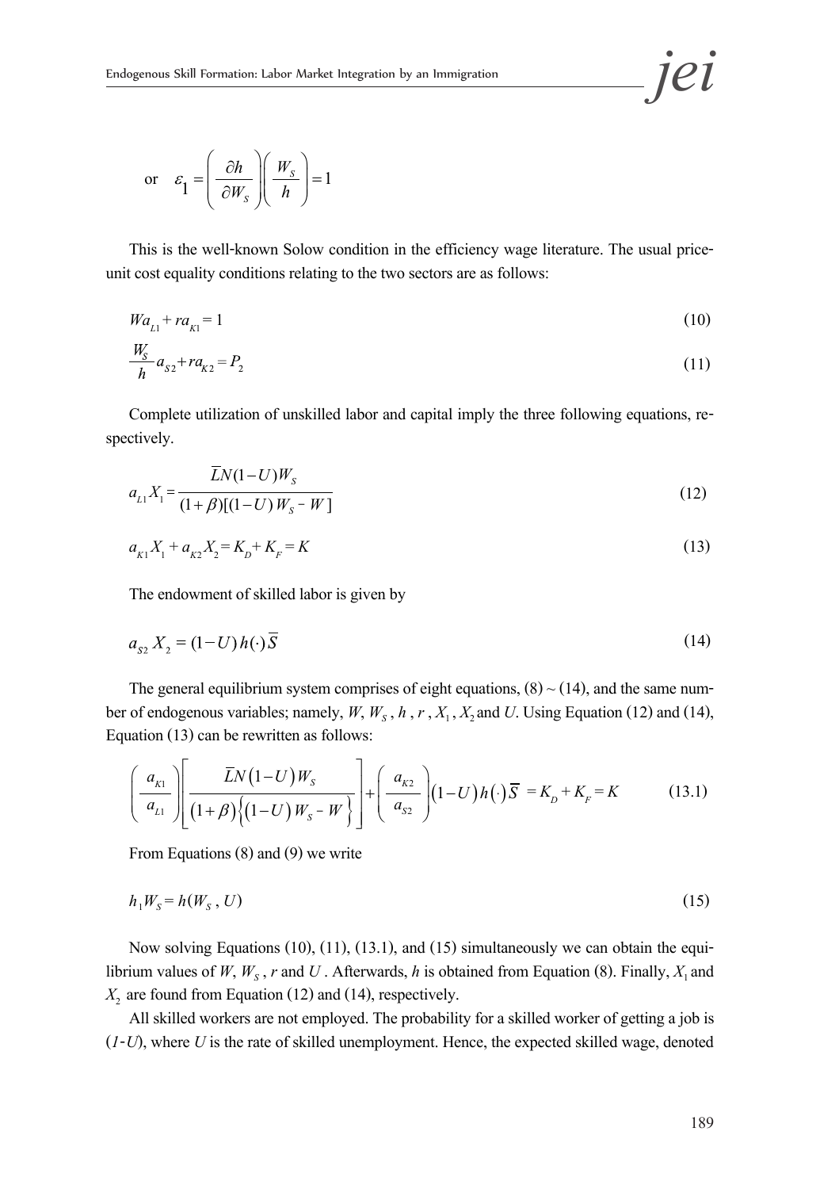$$\text{or} \quad \varepsilon_1 = \left(\frac{\partial h}{\partial W_S}\right)\left(\frac{W_S}{h}\right) = 1$$

This is the well-known Solow condition in the efficiency wage literature. The usual price-unit cost equality conditions relating to the two sectors are as follows:

$$Wa_{L1} + ra_{K1} = 1 \tag{10}$$

$$\frac{W_S}{h} a_{S2} + ra_{K2} = P_2 \tag{11}$$

Complete utilization of unskilled labor and capital imply the three following equations, respectively.

$$a_{L1} X_1 = \frac{\overline{L} N(1-U) W_S}{(1+\beta)[(1-U) W_S - W]} \tag{12}$$

$$a_{K1} X_1 + a_{K2} X_2 = K_D + K_F = K \tag{13}$$

The endowment of skilled labor is given by

$$a_{S2} X_2 = (1-U) h(\cdot) \overline{S} \tag{14}$$

The general equilibrium system comprises of eight equations, (8) ~ (14), and the same number of endogenous variables; namely, $W$, $W_S$, $h$, $r$, $X_1$, $X_2$ and $U$. Using Equation (12) and (14), Equation (13) can be rewritten as follows:

$$\left(\frac{a_{K1}}{a_{L1}}\right)\left[\frac{\overline{L} N(1-U) W_S}{(1+\beta)\left\{(1-U) W_S - W\right\}}\right] + \left(\frac{a_{K2}}{a_{S2}}\right)(1-U) h(\cdot) \overline{S} = K_D + K_F = K \tag{13.1}$$

From Equations (8) and (9) we write

$$h_1 W_S = h(W_S, U) \tag{15}$$

Now solving Equations (10), (11), (13.1), and (15) simultaneously we can obtain the equilibrium values of $W$, $W_S$, $r$ and $U$. Afterwards, $h$ is obtained from Equation (8). Finally, $X_1$ and $X_2$ are found from Equation (12) and (14), respectively.

All skilled workers are not employed. The probability for a skilled worker of getting a job is $(1-U)$, where $U$ is the rate of skilled unemployment. Hence, the expected skilled wage, denoted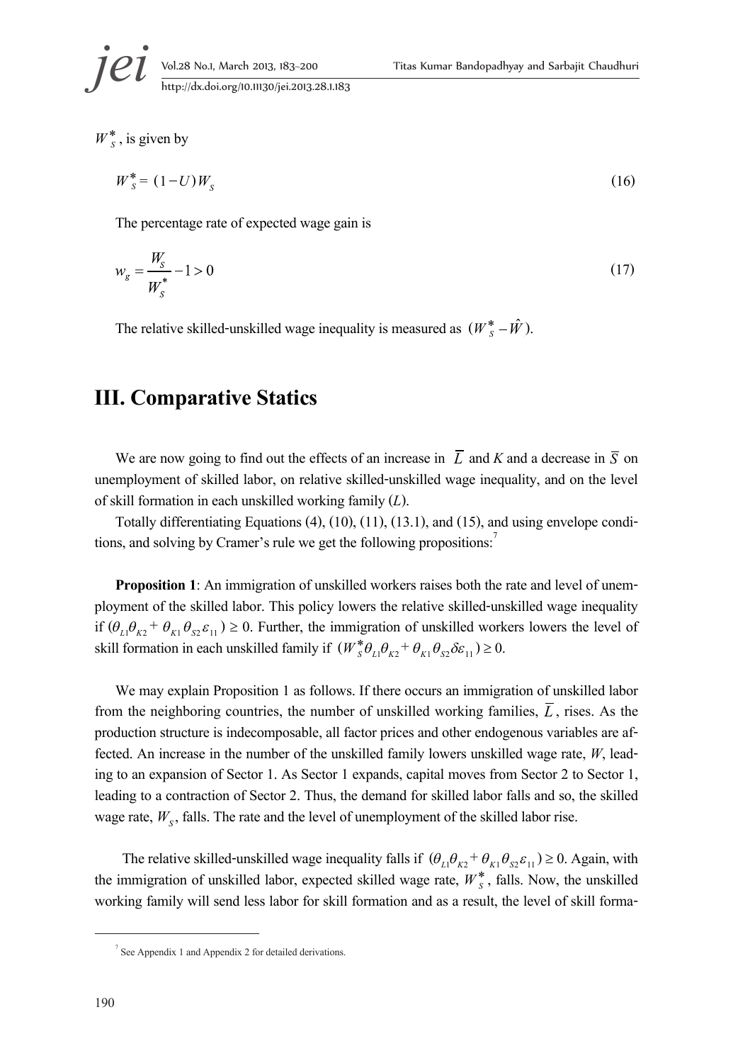$W_S^*$, is given by

$$W_S^* = (1 - U) W_S \tag{16}$$

The percentage rate of expected wage gain is

$$w_g = \frac{W_S}{W_S^*} - 1 > 0 \tag{17}$$

The relative skilled-unskilled wage inequality is measured as $(W_S^* - \hat{W})$.

## III. Comparative Statics

We are now going to find out the effects of an increase in $\overline{L}$ and $K$ and a decrease in $\overline{S}$ on unemployment of skilled labor, on relative skilled-unskilled wage inequality, and on the level of skill formation in each unskilled working family ($L$).

Totally differentiating Equations (4), (10), (11), (13.1), and (15), and using envelope conditions, and solving by Cramer's rule we get the following propositions:[7]

**Proposition 1**: An immigration of unskilled workers raises both the rate and level of unemployment of the skilled labor. This policy lowers the relative skilled-unskilled wage inequality if $(\theta_{L1}\theta_{K2} + \theta_{K1}\theta_{S2}\varepsilon_{11}) \geq 0$. Further, the immigration of unskilled workers lowers the level of skill formation in each unskilled family if $(W_S^*\theta_{L1}\theta_{K2} + \theta_{K1}\theta_{S2}\delta\varepsilon_{11}) \geq 0$.

We may explain Proposition 1 as follows. If there occurs an immigration of unskilled labor from the neighboring countries, the number of unskilled working families, $\overline{L}$, rises. As the production structure is indecomposable, all factor prices and other endogenous variables are affected. An increase in the number of the unskilled family lowers unskilled wage rate, $W$, leading to an expansion of Sector 1. As Sector 1 expands, capital moves from Sector 2 to Sector 1, leading to a contraction of Sector 2. Thus, the demand for skilled labor falls and so, the skilled wage rate, $W_S$, falls. The rate and the level of unemployment of the skilled labor rise.

The relative skilled-unskilled wage inequality falls if $(\theta_{L1}\theta_{K2} + \theta_{K1}\theta_{S2}\varepsilon_{11}) \geq 0$. Again, with the immigration of unskilled labor, expected skilled wage rate, $W_S^*$, falls. Now, the unskilled working family will send less labor for skill formation and as a result, the level of skill forma-

[7] See Appendix 1 and Appendix 2 for detailed derivations.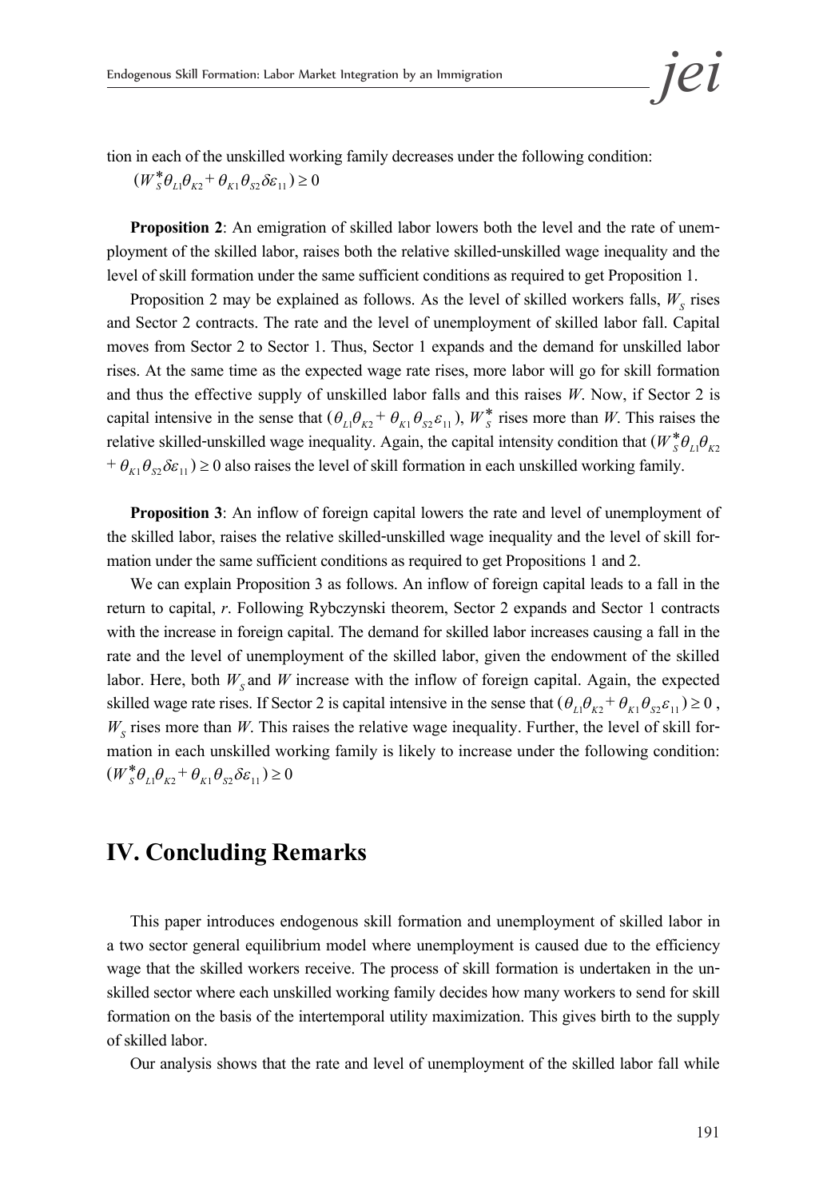tion in each of the unskilled working family decreases under the following condition:

$(W_S^*\theta_{L1}\theta_{K2} + \theta_{K1}\theta_{S2}\delta\varepsilon_{11}) \geq 0$

**Proposition 2**: An emigration of skilled labor lowers both the level and the rate of unemployment of the skilled labor, raises both the relative skilled-unskilled wage inequality and the level of skill formation under the same sufficient conditions as required to get Proposition 1.

Proposition 2 may be explained as follows. As the level of skilled workers falls, $W_S$ rises and Sector 2 contracts. The rate and the level of unemployment of skilled labor fall. Capital moves from Sector 2 to Sector 1. Thus, Sector 1 expands and the demand for unskilled labor rises. At the same time as the expected wage rate rises, more labor will go for skill formation and thus the effective supply of unskilled labor falls and this raises $W$. Now, if Sector 2 is capital intensive in the sense that $(\theta_{L1}\theta_{K2} + \theta_{K1}\theta_{S2}\varepsilon_{11})$, $W_S^*$ rises more than $W$. This raises the relative skilled-unskilled wage inequality. Again, the capital intensity condition that $(W_S^*\theta_{L1}\theta_{K2} + \theta_{K1}\theta_{S2}\delta\varepsilon_{11}) \geq 0$ also raises the level of skill formation in each unskilled working family.

**Proposition 3**: An inflow of foreign capital lowers the rate and level of unemployment of the skilled labor, raises the relative skilled-unskilled wage inequality and the level of skill formation under the same sufficient conditions as required to get Propositions 1 and 2.

We can explain Proposition 3 as follows. An inflow of foreign capital leads to a fall in the return to capital, $r$. Following Rybczynski theorem, Sector 2 expands and Sector 1 contracts with the increase in foreign capital. The demand for skilled labor increases causing a fall in the rate and the level of unemployment of the skilled labor, given the endowment of the skilled labor. Here, both $W_S$ and $W$ increase with the inflow of foreign capital. Again, the expected skilled wage rate rises. If Sector 2 is capital intensive in the sense that $(\theta_{L1}\theta_{K2} + \theta_{K1}\theta_{S2}\varepsilon_{11}) \geq 0$, $W_S$ rises more than $W$. This raises the relative wage inequality. Further, the level of skill formation in each unskilled working family is likely to increase under the following condition: $(W_S^*\theta_{L1}\theta_{K2} + \theta_{K1}\theta_{S2}\delta\varepsilon_{11}) \geq 0$

## IV. Concluding Remarks

This paper introduces endogenous skill formation and unemployment of skilled labor in a two sector general equilibrium model where unemployment is caused due to the efficiency wage that the skilled workers receive. The process of skill formation is undertaken in the unskilled sector where each unskilled working family decides how many workers to send for skill formation on the basis of the intertemporal utility maximization. This gives birth to the supply of skilled labor.

Our analysis shows that the rate and level of unemployment of the skilled labor fall while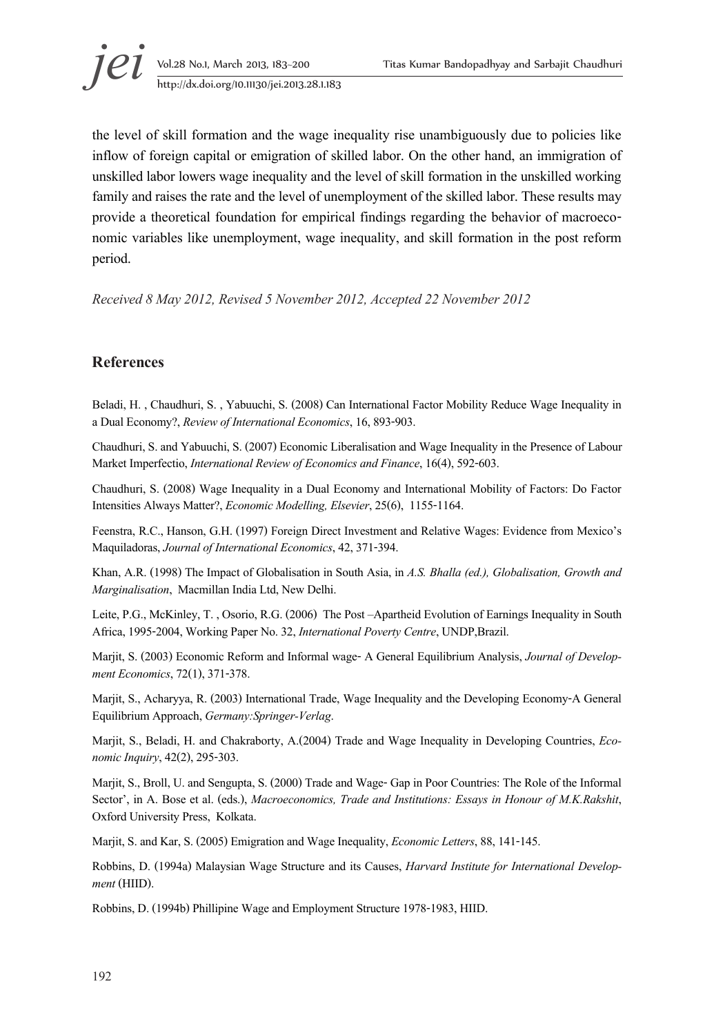the level of skill formation and the wage inequality rise unambiguously due to policies like inflow of foreign capital or emigration of skilled labor. On the other hand, an immigration of unskilled labor lowers wage inequality and the level of skill formation in the unskilled working family and raises the rate and the level of unemployment of the skilled labor. These results may provide a theoretical foundation for empirical findings regarding the behavior of macroeconomic variables like unemployment, wage inequality, and skill formation in the post reform period.

*Received 8 May 2012, Revised 5 November 2012, Accepted 22 November 2012*

## References

Beladi, H. , Chaudhuri, S. , Yabuuchi, S. (2008) Can International Factor Mobility Reduce Wage Inequality in a Dual Economy?, *Review of International Economics*, 16, 893-903.

Chaudhuri, S. and Yabuuchi, S. (2007) Economic Liberalisation and Wage Inequality in the Presence of Labour Market Imperfectio, *International Review of Economics and Finance*, 16(4), 592-603.

Chaudhuri, S. (2008) Wage Inequality in a Dual Economy and International Mobility of Factors: Do Factor Intensities Always Matter?, *Economic Modelling, Elsevier*, 25(6), 1155-1164.

Feenstra, R.C., Hanson, G.H. (1997) Foreign Direct Investment and Relative Wages: Evidence from Mexico's Maquiladoras, *Journal of International Economics*, 42, 371-394.

Khan, A.R. (1998) The Impact of Globalisation in South Asia, in *A.S. Bhalla (ed.), Globalisation, Growth and Marginalisation*, Macmillan India Ltd, New Delhi.

Leite, P.G., McKinley, T. , Osorio, R.G. (2006) The Post –Apartheid Evolution of Earnings Inequality in South Africa, 1995-2004, Working Paper No. 32, *International Poverty Centre*, UNDP,Brazil.

Marjit, S. (2003) Economic Reform and Informal wage- A General Equilibrium Analysis, *Journal of Development Economics*, 72(1), 371-378.

Marjit, S., Acharyya, R. (2003) International Trade, Wage Inequality and the Developing Economy-A General Equilibrium Approach, *Germany:Springer-Verlag*.

Marjit, S., Beladi, H. and Chakraborty, A.(2004) Trade and Wage Inequality in Developing Countries, *Economic Inquiry*, 42(2), 295-303.

Marjit, S., Broll, U. and Sengupta, S. (2000) Trade and Wage- Gap in Poor Countries: The Role of the Informal Sector', in A. Bose et al. (eds.), *Macroeconomics, Trade and Institutions: Essays in Honour of M.K.Rakshit*, Oxford University Press, Kolkata.

Marjit, S. and Kar, S. (2005) Emigration and Wage Inequality, *Economic Letters*, 88, 141-145.

Robbins, D. (1994a) Malaysian Wage Structure and its Causes, *Harvard Institute for International Development* (HIID).

Robbins, D. (1994b) Phillipine Wage and Employment Structure 1978-1983, HIID.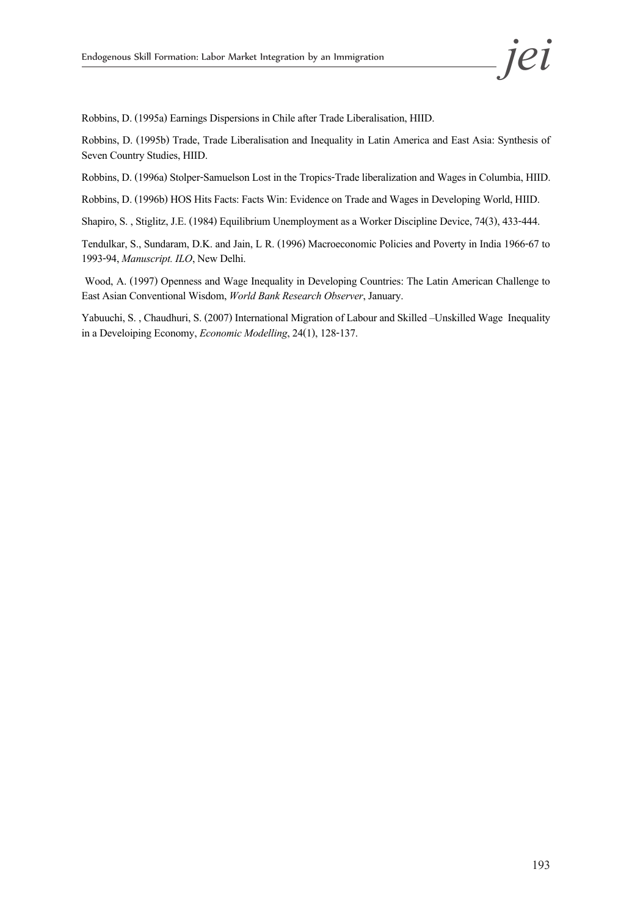Robbins, D. (1995a) Earnings Dispersions in Chile after Trade Liberalisation, HIID.

Robbins, D. (1995b) Trade, Trade Liberalisation and Inequality in Latin America and East Asia: Synthesis of Seven Country Studies, HIID.

Robbins, D. (1996a) Stolper-Samuelson Lost in the Tropics-Trade liberalization and Wages in Columbia, HIID.

Robbins, D. (1996b) HOS Hits Facts: Facts Win: Evidence on Trade and Wages in Developing World, HIID.

Shapiro, S. , Stiglitz, J.E. (1984) Equilibrium Unemployment as a Worker Discipline Device, 74(3), 433-444.

Tendulkar, S., Sundaram, D.K. and Jain, L R. (1996) Macroeconomic Policies and Poverty in India 1966-67 to 1993-94, *Manuscript. ILO*, New Delhi.

Wood, A. (1997) Openness and Wage Inequality in Developing Countries: The Latin American Challenge to East Asian Conventional Wisdom, *World Bank Research Observer*, January.

Yabuuchi, S. , Chaudhuri, S. (2007) International Migration of Labour and Skilled –Unskilled Wage Inequality in a Develoiping Economy, *Economic Modelling*, 24(1), 128-137.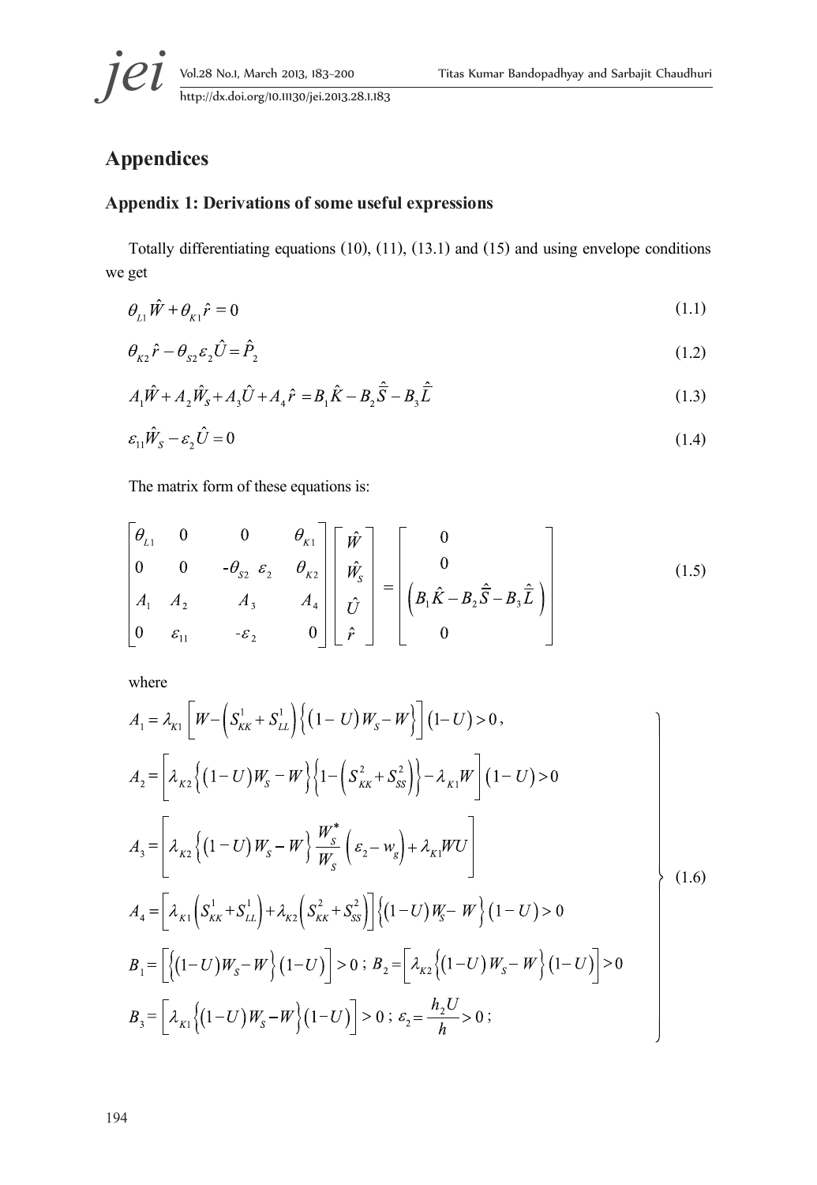## Appendices

### Appendix 1: Derivations of some useful expressions

Totally differentiating equations (10), (11), (13.1) and (15) and using envelope conditions we get

$$\theta_{L1}\hat{W} + \theta_{K1}\hat{r} = 0 \tag{1.1}$$

$$\theta_{K2}\hat{r} - \theta_{S2}\varepsilon_2\hat{U} = \hat{P}_2 \tag{1.2}$$

$$A_1\hat{W} + A_2\hat{W}_S + A_3\hat{U} + A_4\hat{r} = B_1\hat{K} - B_2\hat{\bar{S}} - B_3\hat{\bar{L}} \tag{1.3}$$

$$\varepsilon_{11}\hat{W}_S - \varepsilon_2\hat{U} = 0 \tag{1.4}$$

The matrix form of these equations is:

$$\begin{bmatrix} \theta_{L1} & 0 & 0 & \theta_{K1} \\ 0 & 0 & -\theta_{S2}\,\varepsilon_2 & \theta_{K2} \\ A_1 & A_2 & A_3 & A_4 \\ 0 & \varepsilon_{11} & -\varepsilon_2 & 0 \end{bmatrix} \begin{bmatrix} \hat{W} \\ \hat{W}_S \\ \hat{U} \\ \hat{r} \end{bmatrix} = \begin{bmatrix} 0 \\ 0 \\ \left(B_1\hat{K} - B_2\hat{\bar{S}} - B_3\hat{\bar{L}}\right) \\ 0 \end{bmatrix} \tag{1.5}$$

where

$$\left.\begin{aligned}
A_1 &= \lambda_{K1}\left[W - \left(S_{KK}^1 + S_{LL}^1\right)\left\{(1-U)W_S - W\right\}\right](1-U) > 0, \\
A_2 &= \left[\lambda_{K2}\left\{(1-U)W_S - W\right\}\left\{1 - \left(S_{KK}^2 + S_{SS}^2\right)\right\} - \lambda_{K1}W\right](1-U) > 0 \\
A_3 &= \left[\lambda_{K2}\left\{(1-U)W_S - W\right\}\frac{W_S^*}{W_S}\left(\varepsilon_2 - w_g\right) + \lambda_{K1}WU\right] \\
A_4 &= \left[\lambda_{K1}\left(S_{KK}^1 + S_{LL}^1\right) + \lambda_{K2}\left(S_{KK}^2 + S_{SS}^2\right)\right]\left\{(1-U)W_S - W\right\}(1-U) > 0 \\
B_1 &= \left[\left\{(1-U)W_S - W\right\}(1-U)\right] > 0\,;\; B_2 = \left[\lambda_{K2}\left\{(1-U)W_S - W\right\}(1-U)\right] > 0 \\
B_3 &= \left[\lambda_{K1}\left\{(1-U)W_S - W\right\}(1-U)\right] > 0\,;\; \varepsilon_2 = \frac{h_2 U}{h} > 0\,;
\end{aligned}\right\} \tag{1.6}$$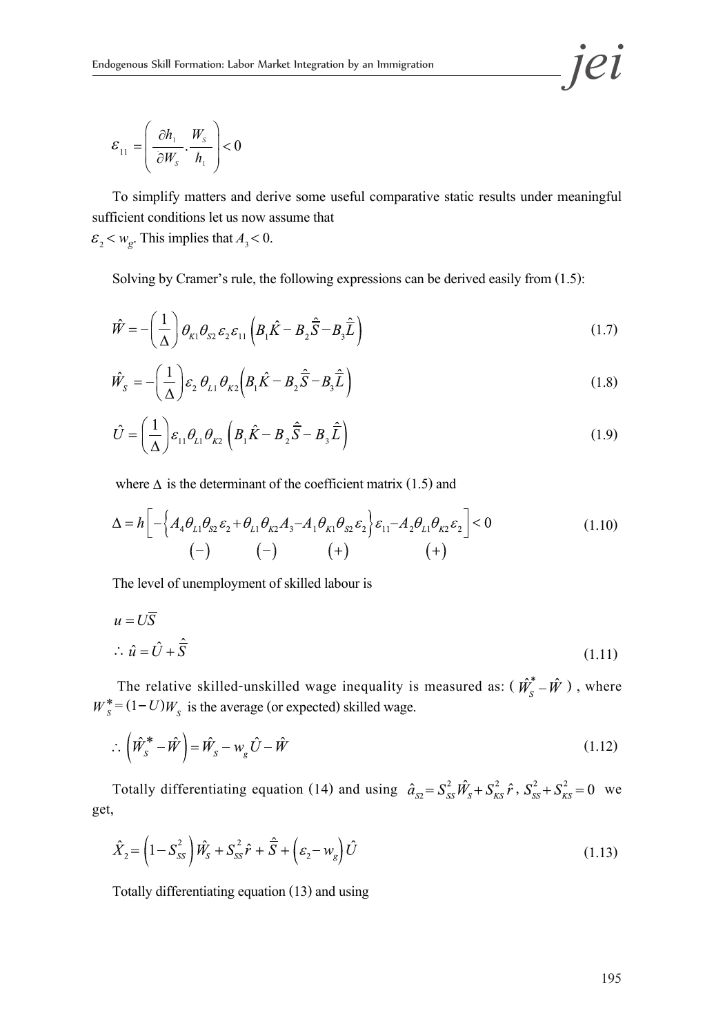$$\varepsilon_{11} = \left( \frac{\partial h_1}{\partial W_S} . \frac{W_S}{h_1} \right) < 0$$

To simplify matters and derive some useful comparative static results under meaningful sufficient conditions let us now assume that
$\varepsilon_2 < w_g$. This implies that $A_3 < 0$.

Solving by Cramer's rule, the following expressions can be derived easily from (1.5):

$$\hat{W} = -\left(\frac{1}{\Delta}\right) \theta_{K1} \theta_{S2} \varepsilon_2 \varepsilon_{11} \left( B_1 \hat{K} - B_2 \hat{\bar{S}} - B_3 \hat{\bar{L}} \right) \tag{1.7}$$

$$\hat{W}_S = -\left(\frac{1}{\Delta}\right) \varepsilon_2 \theta_{L1} \theta_{K2} \left( B_1 \hat{K} - B_2 \hat{\bar{S}} - B_3 \hat{\bar{L}} \right) \tag{1.8}$$

$$\hat{U} = \left(\frac{1}{\Delta}\right) \varepsilon_{11} \theta_{L1} \theta_{K2} \left( B_1 \hat{K} - B_2 \hat{\bar{S}} - B_3 \hat{\bar{L}} \right) \tag{1.9}$$

where $\Delta$ is the determinant of the coefficient matrix (1.5) and

$$\Delta = h\left[ -\left\{ \underset{(-)}{A_4 \theta_{L1} \theta_{S2} \varepsilon_2} + \underset{(-)}{\theta_{L1} \theta_{K2} A_3} - \underset{(+)}{A_1 \theta_{K1} \theta_{S2} \varepsilon_2} \right\} \varepsilon_{11} - \underset{(+)}{A_2 \theta_{L1} \theta_{K2} \varepsilon_2} \right] < 0 \tag{1.10}$$

The level of unemployment of skilled labour is

$$u = U\bar{S}$$

$$\therefore \ \hat{u} = \hat{U} + \hat{\bar{S}} \tag{1.11}$$

The relative skilled-unskilled wage inequality is measured as: ( $\hat{W}_S^* - \hat{W}$ ) , where $W_S^* = (1-U)W_S$ is the average (or expected) skilled wage.

$$\therefore \ \left( \hat{W}_S^* - \hat{W} \right) = \hat{W}_S - w_g \hat{U} - \hat{W} \tag{1.12}$$

Totally differentiating equation (14) and using $\hat{a}_{S2} = S_{SS}^2 \hat{W}_S + S_{KS}^2 \hat{r}$ , $S_{SS}^2 + S_{KS}^2 = 0$ we get,

$$\hat{X}_2 = \left( 1 - S_{SS}^2 \right) \hat{W}_S + S_{SS}^2 \hat{r} + \hat{\bar{S}} + \left( \varepsilon_2 - w_g \right) \hat{U} \tag{1.13}$$

Totally differentiating equation (13) and using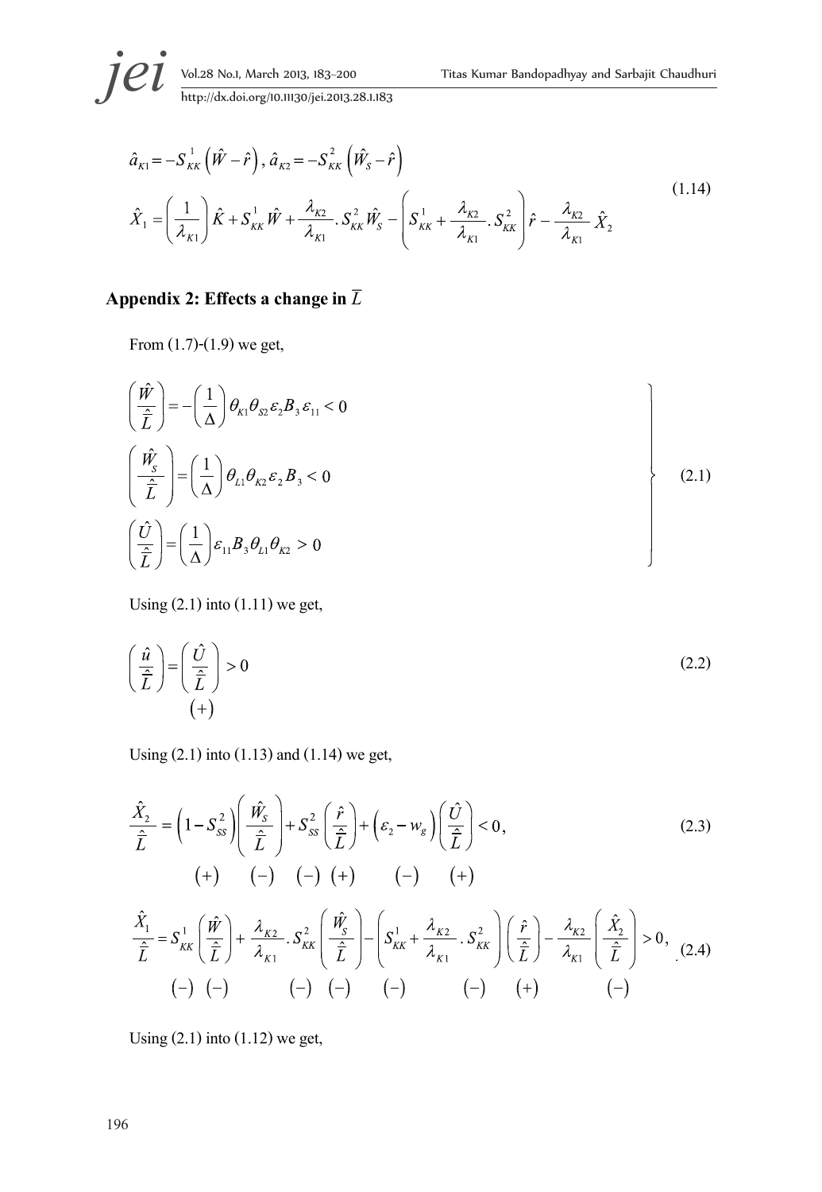$$\hat{a}_{K1} = -S_{KK}^{1}\left(\hat{W} - \hat{r}\right),\ \hat{a}_{K2} = -S_{KK}^{2}\left(\hat{W}_S - \hat{r}\right)$$

$$\hat{X}_1 = \left(\frac{1}{\lambda_{K1}}\right)\hat{K} + S_{KK}^{1}\hat{W} + \frac{\lambda_{K2}}{\lambda_{K1}}.S_{KK}^{2}\hat{W}_S - \left(S_{KK}^{1} + \frac{\lambda_{K2}}{\lambda_{K1}}.S_{KK}^{2}\right)\hat{r} - \frac{\lambda_{K2}}{\lambda_{K1}}\hat{X}_2 \tag{1.14}$$

## Appendix 2: Effects a change in $\bar{L}$

From (1.7)-(1.9) we get,

$$\left.\begin{aligned}
\left(\frac{\hat{W}}{\hat{\bar{L}}}\right) &= -\left(\frac{1}{\Delta}\right)\theta_{K1}\theta_{S2}\varepsilon_2 B_3\varepsilon_{11} < 0 \\
\left(\frac{\hat{W}_S}{\hat{\bar{L}}}\right) &= \left(\frac{1}{\Delta}\right)\theta_{L1}\theta_{K2}\varepsilon_2 B_3 < 0 \\
\left(\frac{\hat{U}}{\hat{\bar{L}}}\right) &= \left(\frac{1}{\Delta}\right)\varepsilon_{11}B_3\theta_{L1}\theta_{K2} > 0
\end{aligned}\right\} \tag{2.1}$$

Using (2.1) into (1.11) we get,

$$\left(\frac{\hat{u}}{\hat{\bar{L}}}\right) = \underset{(+)}{\left(\frac{\hat{U}}{\hat{\bar{L}}}\right)} > 0 \tag{2.2}$$

Using (2.1) into (1.13) and (1.14) we get,

$$\frac{\hat{X}_2}{\hat{\bar{L}}} = \underset{(+)}{\left(1 - S_{SS}^{2}\right)}\underset{(-)}{\left(\frac{\hat{W}_S}{\hat{\bar{L}}}\right)} + \underset{(-)}{S_{SS}^{2}}\underset{(+)}{\left(\frac{\hat{r}}{\hat{\bar{L}}}\right)} + \underset{(-)}{\left(\varepsilon_2 - w_g\right)}\underset{(+)}{\left(\frac{\hat{U}}{\hat{\bar{L}}}\right)} < 0, \tag{2.3}$$

$$\frac{\hat{X}_1}{\hat{\bar{L}}} = \underset{(-)}{S_{KK}^{1}}\underset{(-)}{\left(\frac{\hat{W}}{\hat{\bar{L}}}\right)} + \frac{\lambda_{K2}}{\lambda_{K1}}.\underset{(-)}{S_{KK}^{2}}\underset{(-)}{\left(\frac{\hat{W}_S}{\hat{\bar{L}}}\right)} - \underset{(-)}{\left(S_{KK}^{1} + \frac{\lambda_{K2}}{\lambda_{K1}}.S_{KK}^{2}\right)}\underset{(+)}{\left(\frac{\hat{r}}{\hat{\bar{L}}}\right)} - \frac{\lambda_{K2}}{\lambda_{K1}}\underset{(-)}{\left(\frac{\hat{X}_2}{\hat{\bar{L}}}\right)} > 0, \tag{2.4}$$

Using (2.1) into (1.12) we get,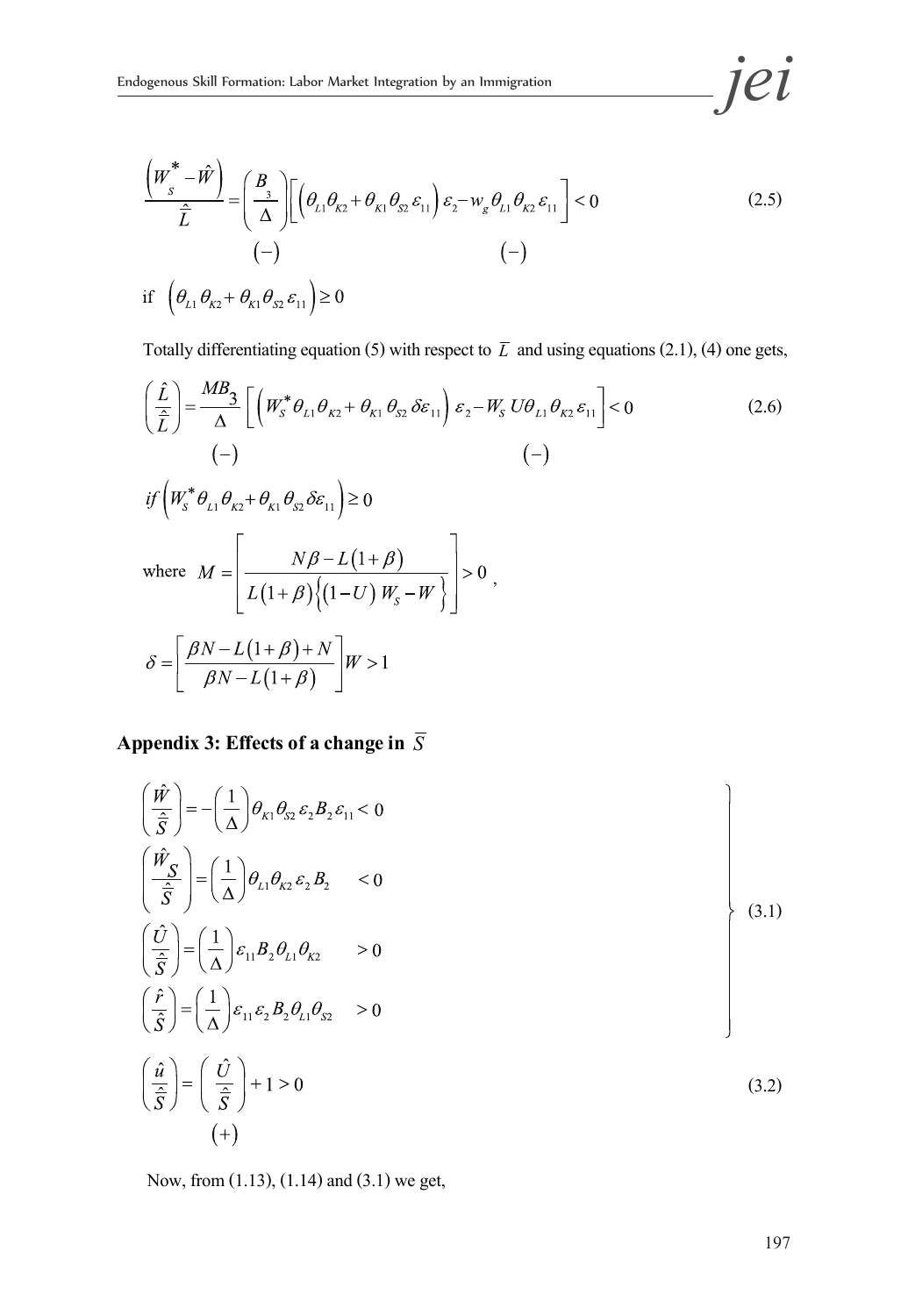$$\frac{\left(W_s^* - \hat{W}\right)}{\hat{\bar{L}}} = \left(\frac{B_3}{\Delta}\right)\left[\left(\theta_{L1}\theta_{K2} + \theta_{K1}\theta_{S2}\varepsilon_{11}\right)\varepsilon_2 - w_g\theta_{L1}\theta_{K2}\varepsilon_{11}\right] < 0 \tag{2.5}$$

$$\quad (-) \qquad\qquad\qquad\qquad (-)$$

if $\left(\theta_{L1}\theta_{K2} + \theta_{K1}\theta_{S2}\varepsilon_{11}\right) \geq 0$

Totally differentiating equation (5) with respect to $\bar{L}$ and using equations (2.1), (4) one gets,

$$\left(\frac{\hat{L}}{\hat{\bar{L}}}\right) = \frac{MB_3}{\Delta}\left[\left(W_S^*\theta_{L1}\theta_{K2} + \theta_{K1}\theta_{S2}\delta\varepsilon_{11}\right)\varepsilon_2 - W_S U\theta_{L1}\theta_{K2}\varepsilon_{11}\right] < 0 \tag{2.6}$$

$$\quad (-) \qquad\qquad\qquad\qquad (-)$$

$if\left(W_S^*\theta_{L1}\theta_{K2} + \theta_{K1}\theta_{S2}\delta\varepsilon_{11}\right) \geq 0$

where $M = \left[\dfrac{N\beta - L(1+\beta)}{L(1+\beta)\left\{(1-U)W_S - W\right\}}\right] > 0$,

$$\delta = \left[\frac{\beta N - L(1+\beta) + N}{\beta N - L(1+\beta)}\right]W > 1$$

## Appendix 3: Effects of a change in $\bar{S}$

$$\left.\begin{aligned}
&\left(\frac{\hat{W}}{\hat{\bar{S}}}\right) = -\left(\frac{1}{\Delta}\right)\theta_{K1}\theta_{S2}\varepsilon_2 B_2\varepsilon_{11} < 0 \\
&\left(\frac{\hat{W}_S}{\hat{\bar{S}}}\right) = \left(\frac{1}{\Delta}\right)\theta_{L1}\theta_{K2}\varepsilon_2 B_2 \quad < 0 \\
&\left(\frac{\hat{U}}{\hat{\bar{S}}}\right) = \left(\frac{1}{\Delta}\right)\varepsilon_{11}B_2\theta_{L1}\theta_{K2} \quad > 0 \\
&\left(\frac{\hat{r}}{\hat{\bar{S}}}\right) = \left(\frac{1}{\Delta}\right)\varepsilon_{11}\varepsilon_2 B_2\theta_{L1}\theta_{S2} \quad > 0
\end{aligned}\right\} \tag{3.1}$$

$$\left(\frac{\hat{u}}{\hat{\bar{S}}}\right) = \left(\frac{\hat{U}}{\hat{\bar{S}}}\right) + 1 > 0 \tag{3.2}$$

$$\qquad (+)$$

Now, from (1.13), (1.14) and (3.1) we get,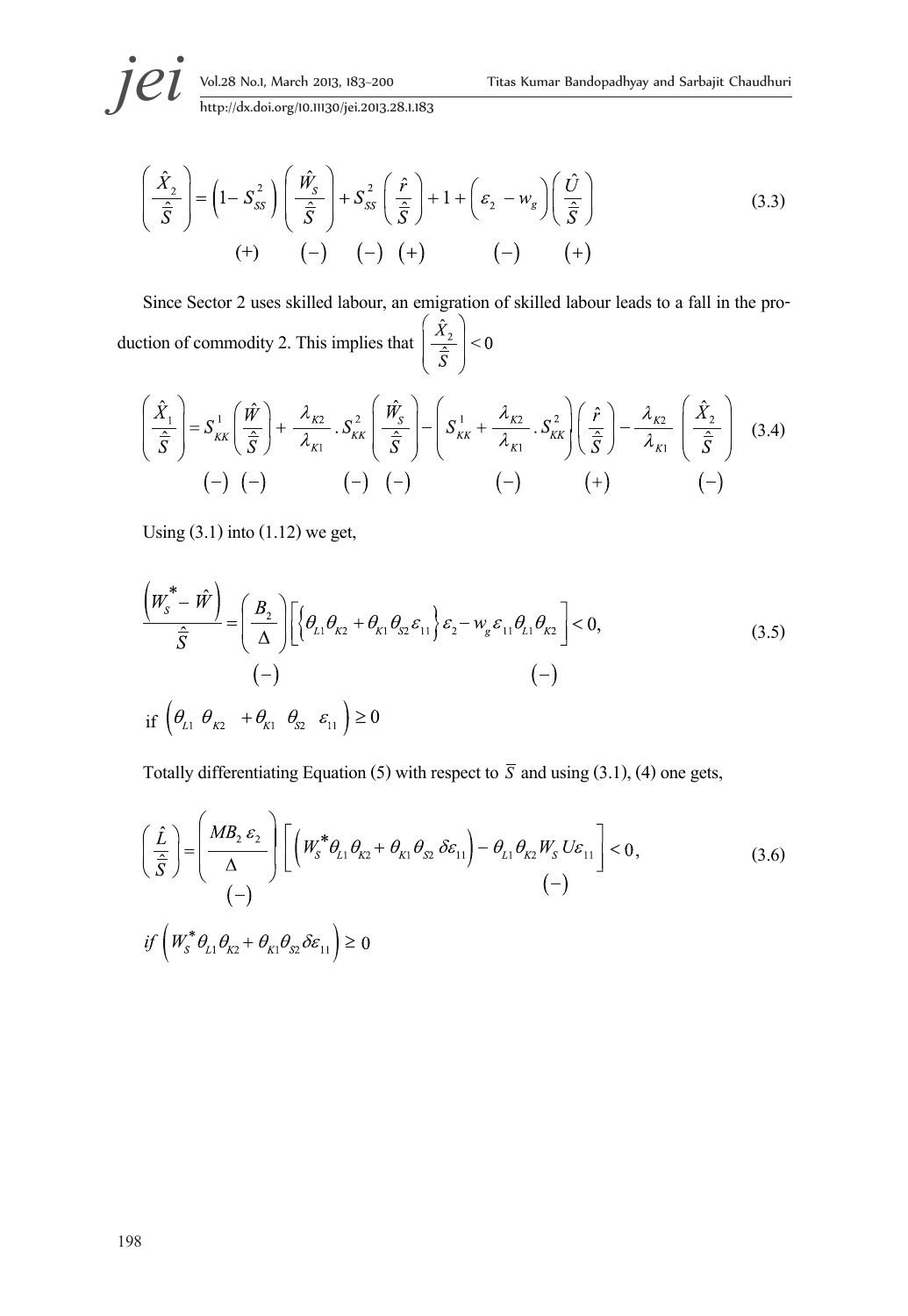$$\left(\frac{\hat{X}_2}{\hat{\bar{S}}}\right) = \left(1 - S_{SS}^{2}\right)\left(\frac{\hat{W}_S}{\hat{\bar{S}}}\right) + S_{SS}^{2}\left(\frac{\hat{r}}{\hat{\bar{S}}}\right) + 1 + \left(\varepsilon_2 - w_g\right)\left(\frac{\hat{U}}{\hat{\bar{S}}}\right) \tag{3.3}$$

$$\underset{(+)}{} \qquad \underset{(-)}{} \quad \underset{(-)}{} \quad \underset{(+)}{} \qquad \underset{(-)}{} \quad \underset{(+)}{}$$

Since Sector 2 uses skilled labour, an emigration of skilled labour leads to a fall in the production of commodity 2. This implies that $\left(\frac{\hat{X}_2}{\hat{\bar{S}}}\right) < 0$

$$\left(\frac{\hat{X}_1}{\hat{\bar{S}}}\right) = S_{KK}^{1}\left(\frac{\hat{W}}{\hat{\bar{S}}}\right) + \frac{\lambda_{K2}}{\lambda_{K1}}.S_{KK}^{2}\left(\frac{\hat{W}_S}{\hat{\bar{S}}}\right) - \left(S_{KK}^{1} + \frac{\lambda_{K2}}{\lambda_{K1}}.S_{KK}^{2}\right)\left(\frac{\hat{r}}{\hat{\bar{S}}}\right) - \frac{\lambda_{K2}}{\lambda_{K1}}\left(\frac{\hat{X}_2}{\hat{\bar{S}}}\right) \tag{3.4}$$

$$(-) \; (-) \qquad (-) \; (-) \qquad (-) \qquad (+) \qquad (-)$$

Using (3.1) into (1.12) we get,

$$\frac{\left(W_S^{*} - \hat{W}\right)}{\hat{\bar{S}}} = \underset{(-)}{\left(\frac{B_2}{\Delta}\right)}\underset{(-)}{\left[\left\{\theta_{L1}\theta_{K2} + \theta_{K1}\theta_{S2}\varepsilon_{11}\right\}\varepsilon_2 - w_g\varepsilon_{11}\theta_{L1}\theta_{K2}\right]} < 0, \tag{3.5}$$

if $\left(\theta_{L1}\ \theta_{K2}\ + \theta_{K1}\ \theta_{S2}\ \varepsilon_{11}\right) \geq 0$

Totally differentiating Equation (5) with respect to $\bar{S}$ and using (3.1), (4) one gets,

$$\left(\frac{\hat{L}}{\hat{\bar{S}}}\right) = \underset{(-)}{\left(\frac{MB_2\,\varepsilon_2}{\Delta}\right)}\left[\left(W_S^{*}\theta_{L1}\theta_{K2} + \theta_{K1}\theta_{S2}\,\delta\varepsilon_{11}\right) - \underset{(-)}{\theta_{L1}\theta_{K2}W_S\,U\varepsilon_{11}}\right] < 0, \tag{3.6}$$

*if* $\left(W_S^{*}\theta_{L1}\theta_{K2} + \theta_{K1}\theta_{S2}\delta\varepsilon_{11}\right) \geq 0$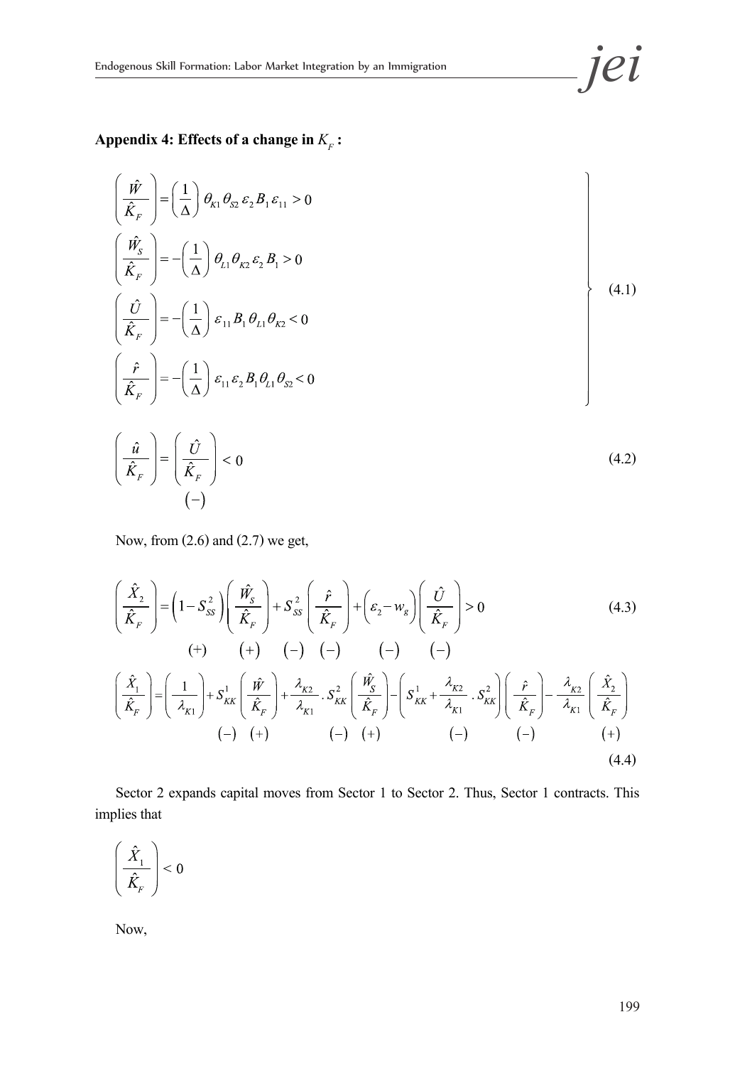**Appendix 4: Effects of a change in $K_F$ :**

$$\left.\begin{aligned}
\left(\frac{\hat{W}}{\hat{K}_F}\right) &= \left(\frac{1}{\Delta}\right)\theta_{K1}\theta_{S2}\,\varepsilon_2 B_1 \varepsilon_{11} > 0 \\
\left(\frac{\hat{W}_S}{\hat{K}_F}\right) &= -\left(\frac{1}{\Delta}\right)\theta_{L1}\theta_{K2}\,\varepsilon_2 B_1 > 0 \\
\left(\frac{\hat{U}}{\hat{K}_F}\right) &= -\left(\frac{1}{\Delta}\right)\varepsilon_{11} B_1 \theta_{L1}\theta_{K2} < 0 \\
\left(\frac{\hat{r}}{\hat{K}_F}\right) &= -\left(\frac{1}{\Delta}\right)\varepsilon_{11}\varepsilon_2 B_1 \theta_{L1}\theta_{S2} < 0
\end{aligned}\right\} \tag{4.1}$$

$$\left(\frac{\hat{u}}{\hat{K}_F}\right) = \underset{(-)}{\left(\frac{\hat{U}}{\hat{K}_F}\right)} < 0 \tag{4.2}$$

Now, from (2.6) and (2.7) we get,

$$\left(\frac{\hat{X}_2}{\hat{K}_F}\right) = \underset{(+)}{\left(1 - S_{SS}^2\right)}\underset{(+)}{\left(\frac{\hat{W}_S}{\hat{K}_F}\right)} + \underset{(-)}{S_{SS}^2}\underset{(-)}{\left(\frac{\hat{r}}{\hat{K}_F}\right)} + \underset{(-)}{\left(\varepsilon_2 - w_g\right)}\underset{(-)}{\left(\frac{\hat{U}}{\hat{K}_F}\right)} > 0 \tag{4.3}$$

$$\left(\frac{\hat{X}_1}{\hat{K}_F}\right) = \left(\frac{1}{\lambda_{K1}}\right) + \underset{(-)}{S_{KK}^1}\underset{(+)}{\left(\frac{\hat{W}}{\hat{K}_F}\right)} + \underset{(-)}{\frac{\lambda_{K2}}{\lambda_{K1}}.S_{KK}^2}\underset{(+)}{\left(\frac{\hat{W}_S}{\hat{K}_F}\right)} - \underset{(-)}{\left(S_{KK}^1 + \frac{\lambda_{K2}}{\lambda_{K1}}.S_{KK}^2\right)}\underset{(-)}{\left(\frac{\hat{r}}{\hat{K}_F}\right)} - \frac{\lambda_{K2}}{\lambda_{K1}}\underset{(+)}{\left(\frac{\hat{X}_2}{\hat{K}_F}\right)} \tag{4.4}$$

Sector 2 expands capital moves from Sector 1 to Sector 2. Thus, Sector 1 contracts. This implies that

$$\left(\frac{\hat{X}_1}{\hat{K}_F}\right) < 0$$

Now,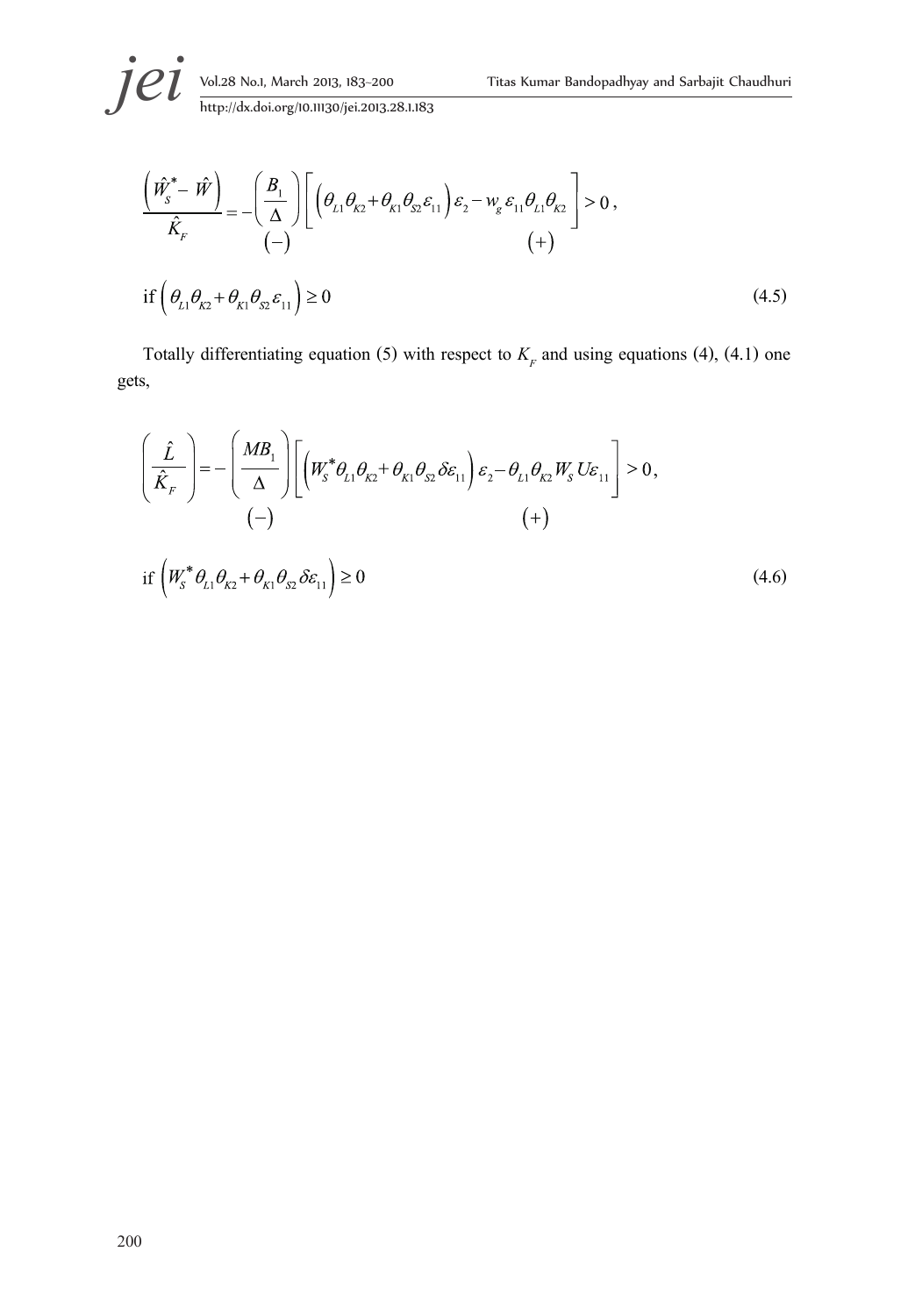$$\frac{\left(\hat{W}_S^* - \hat{W}\right)}{\hat{K}_F} = -\underset{(-)}{\left(\frac{B_1}{\Delta}\right)}\underset{(+)}{\left[\left(\theta_{L1}\theta_{K2} + \theta_{K1}\theta_{S2}\varepsilon_{11}\right)\varepsilon_2 - w_g\,\varepsilon_{11}\theta_{L1}\theta_{K2}\right]} > 0,$$

$$\text{if } \left(\theta_{L1}\theta_{K2} + \theta_{K1}\theta_{S2}\varepsilon_{11}\right) \geq 0 \tag{4.5}$$

Totally differentiating equation (5) with respect to $K_F$ and using equations (4), (4.1) one gets,

$$\left(\frac{\hat{L}}{\hat{K}_F}\right) = -\underset{(-)}{\left(\frac{MB_1}{\Delta}\right)}\underset{(+)}{\left[\left(W_S^*\theta_{L1}\theta_{K2} + \theta_{K1}\theta_{S2}\delta\varepsilon_{11}\right)\varepsilon_2 - \theta_{L1}\theta_{K2}W_S U\varepsilon_{11}\right]} > 0,$$

$$\text{if } \left(W_S^*\theta_{L1}\theta_{K2} + \theta_{K1}\theta_{S2}\delta\varepsilon_{11}\right) \geq 0 \tag{4.6}$$